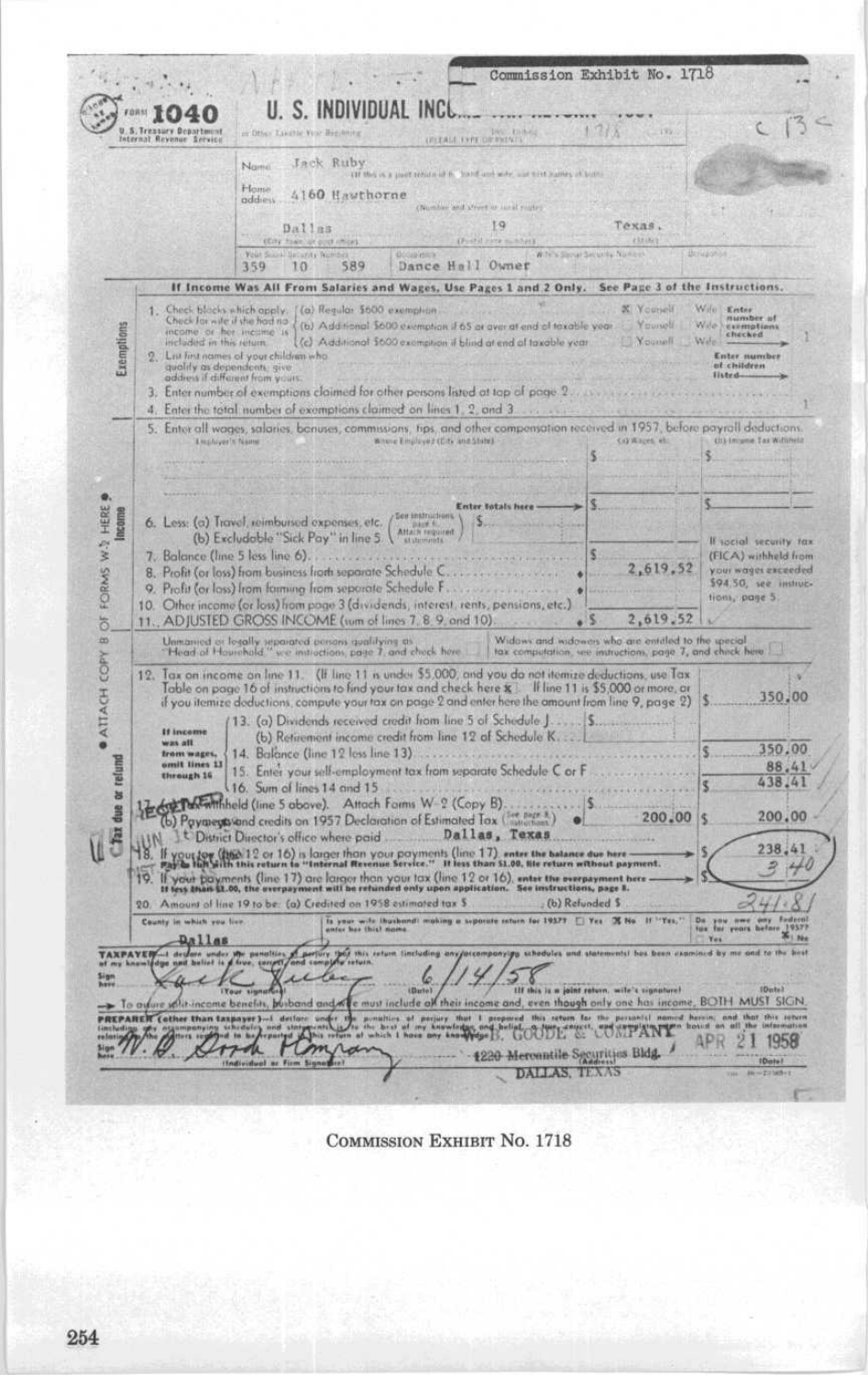Commission Exhibit No. 1718

FORM **1040** U.S. Treasury Department Internal Revenue Service

# U. S. INDIVIDUAL INCOME TAX RETURN 1957

Name: Jack Ruby

Home address: 4160 Hawthorne

Dallas 19 Texas.

Your Social Security Number: 359 10 589

Occupation: Dance Hall Owner

**If Income Was All From Salaries and Wages, Use Pages 1 and 2 Only. See Page 3 of the Instructions.**

**Exemptions**

1. Check blocks which apply. Check for wife if she had no income or her income is included in this return.
   - (a) Regular $600 exemption — X Yourself | Wife
   - (b) Additional $600 exemption if 65 or over at end of taxable year — Yourself | Wife
   - (c) Additional $600 exemption if blind at end of taxable year — Yourself | Wife

   Enter number of exemptions checked: 1
2. List first names of your children who qualify as dependents; give address if different from yours. — Enter number of children listed
3. Enter number of exemptions claimed for other persons listed at top of page 2
4. Enter the total number of exemptions claimed on lines 1, 2, and 3 .......... 1

**Income**

5. Enter all wages, salaries, bonuses, commissions, tips, and other compensation received in 1957, before payroll deductions.

| Employer's Name | Where Employed (City and State) | (a) Wages, etc. | (b) Income Tax Withheld |
|---|---|---|---|
| | | $ | $ |
| | Enter totals here | $ | $ |

6. Less: (a) Travel, reimbursed expenses, etc. (See instructions page 6. Attach required statement) $  
   (b) Excludable "Sick Pay" in line 5
7. Balance (line 5 less line 6) .......... $
8. Profit (or loss) from business from separate Schedule C .......... 2,619.52
9. Profit (or loss) from farming from separate Schedule F
10. Other income (or loss) from page 3 (dividends, interest, rents, pensions, etc.)
11. ADJUSTED GROSS INCOME (sum of lines 7, 8, 9, and 10) .......... $ 2,619.52

If social security tax (FICA) withheld from your wages exceeded $94.50, see instructions, page 5.

Unmarried or legally separated persons qualifying as "Head of Household," see instructions, page 7, and check here

Widows and widowers who are entitled to the special tax computation, see instructions, page 7, and check here

**Tax due or refund**

12. Tax on income on line 11. (If line 11 is under $5,000, and you do not itemize deductions, use Tax Table on page 16 of instructions to find your tax and check here X. If line 11 is $5,000 or more, or if you itemize deductions, compute your tax on page 2 and enter here the amount from line 9, page 2) .......... $ 350.00

If income was all from wages, omit lines 13 through 16:

13. (a) Dividends received credit from line 5 of Schedule J .......... $  
    (b) Retirement income credit from line 12 of Schedule K
14. Balance (line 12 less line 13) .......... $ 350.00
15. Enter your self-employment tax from separate Schedule C or F .......... 88.41
16. Sum of lines 14 and 15 .......... $ 438.41
17. (a) Tax withheld (line 5 above). Attach Forms W-2 (Copy B) .......... $  
    (b) Payments and credits on 1957 Declaration of Estimated Tax (See page 8, instructions) .......... 200.00 .......... $ 200.00  
    District Director's office where paid: Dallas, Texas
18. If your tax (line 12 or 16) is larger than your payments (line 17), enter the balance due here. Pay in full with this return to "Internal Revenue Service." If less than $1.00, file return without payment. .......... $ 238.41 (3.40)
19. If your payments (line 17) are larger than your tax (line 12 or 16), enter the overpayment here. If less than $1.00, the overpayment will be refunded only upon application. See instructions, page 8. .......... $ 241.81
20. Amount of line 19 to be: (a) Credited on 1958 estimated tax $ .......... (b) Refunded $

County in which you live: Dallas

Is your wife (husband) making a separate return for 1957? Yes X No — If "Yes," enter her (his) name.

Do you owe any Federal tax for years before 1957? Yes X No

TAXPAYER—I declare under the penalties of perjury that this return (including any accompanying schedules and statements) has been examined by me and to the best of my knowledge and belief is a true, correct, and complete return.

Sign here: Jack Ruby (Your signature) — 6/14/58 (Date) — (If this is a joint return, wife's signature) (Date)

To assure split-income benefits, husband and wife must include all their income and, even though only one has income, BOTH MUST SIGN.

PREPARER (other than taxpayer)—I declare under the penalties of perjury that I prepared this return for the person(s) named herein, and that this return (including any accompanying schedules and statements) is, to the best of my knowledge and belief, a true, correct, and complete return based on all the information relating to the matters required to be reported in this return of which I have any knowledge.

Sign here: W. B. Good & Company (Individual or Firm Signature) — W. B. GOODE & COMPANY, 1220 Mercantile Securities Bldg. DALLAS, TEXAS (Address) — APR 21 1958 (Date)

COMMISSION EXHIBIT No. 1718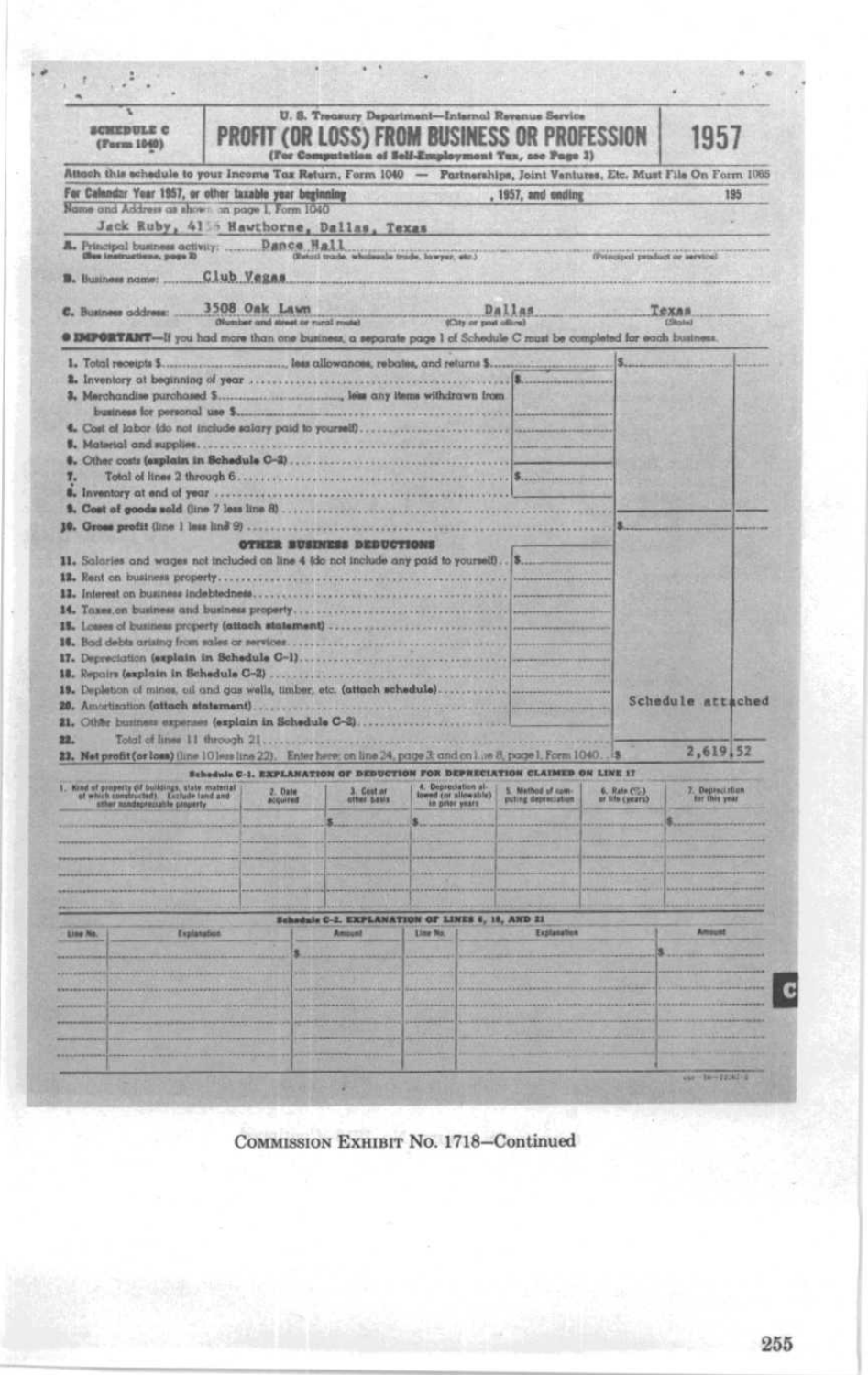SCHEDULE C (Form 1040)

U. S. Treasury Department—Internal Revenue Service

# PROFIT (OR LOSS) FROM BUSINESS OR PROFESSION

(For Computation of Self-Employment Tax, see Page 3)

1957

Attach this schedule to your Income Tax Return, Form 1040 — Partnerships, Joint Ventures, Etc. Must File On Form 1065

For Calendar Year 1957, or other taxable year beginning ..........., 1957, and ending ........... 195

Name and Address as shown on page 1, Form 1040
Jack Ruby, 41__ Hawthorne, Dallas, Texas

**A.** Principal business activity: Dance Hall (See instructions, page 8) (Retail trade, wholesale trade, lawyer, etc.) (Principal product or service)

**B.** Business name: Club Vegas

**C.** Business address: 3508 Oak Lawn (Number and street or rural route) Dallas (City or post office) Texas (State)

● **IMPORTANT**—If you had more than one business, a separate page 1 of Schedule C must be completed for each business.

1. Total receipts $.............. less allowances, rebates, and returns $.............. | $
2. Inventory at beginning of year | $
3. Merchandise purchased $.............., less any items withdrawn from business for personal use $..............
4. Cost of labor (do not include salary paid to yourself)
5. Material and supplies
6. Other costs (explain in Schedule C-2)
7. Total of lines 2 through 6 | $
8. Inventory at end of year
9. Cost of goods sold (line 7 less line 8)
10. Gross profit (line 1 less line 9) | $

**OTHER BUSINESS DEDUCTIONS**

11. Salaries and wages not included on line 4 (do not include any paid to yourself) | $
12. Rent on business property
13. Interest on business indebtedness
14. Taxes on business and business property
15. Losses of business property (attach statement)
16. Bad debts arising from sales or services
17. Depreciation (explain in Schedule C-1)
18. Repairs (explain in Schedule C-2)
19. Depletion of mines, oil and gas wells, timber, etc. (attach schedule)
20. Amortization (attach statement)
21. Other business expenses (explain in Schedule C-2)
22. Total of lines 11 through 21

Schedule attached

23. Net profit (or loss) (line 10 less line 22). Enter here; on line 24, page 3; and on line 8, page 1, Form 1040 | $ 2,619.52

**Schedule C-1. EXPLANATION OF DEDUCTION FOR DEPRECIATION CLAIMED ON LINE 17**

| 1. Kind of property (if buildings, state material of which constructed). Exclude land and other nondepreciable property | 2. Date acquired | 3. Cost or other basis | 4. Depreciation allowed (or allowable) in prior years | 5. Method of computing depreciation | 6. Rate (%) or life (years) | 7. Depreciation for this year |
|---|---|---|---|---|---|---|
| | | $ | $ | | | $ |
| | | | | | | |
| | | | | | | |

**Schedule C-2. EXPLANATION OF LINES 6, 18, AND 21**

| Line No. | Explanation | Amount | Line No. | Explanation | Amount |
|---|---|---|---|---|---|
| | | $ | | | $ |
| | | | | | |
| | | | | | |
| | | | | | |

COMMISSION EXHIBIT No. 1718—Continued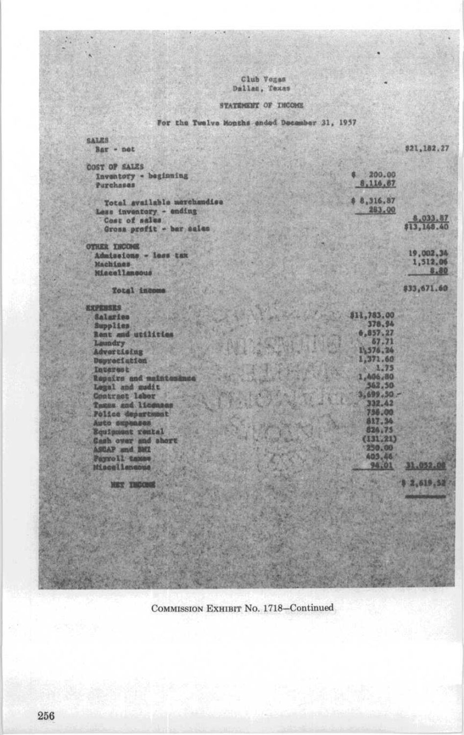Club Vegas
Dallas, Texas

STATEMENT OF INCOME

For the Twelve Months ended December 31, 1957

| | | |
|---|---|---|
| **SALES** | | |
| Bar - net | | $21,182.27 |
| **COST OF SALES** | | |
| Inventory - beginning | $ 200.00 | |
| Purchases | 8,116.87 | |
| Total available merchandise | $ 8,316.87 | |
| Less inventory - ending | 283.00 | |
| Cost of sales | | 8,033.87 |
| Gross profit - bar sales | | $13,148.40 |
| **OTHER INCOME** | | |
| Admissions - less tax | | 19,002.34 |
| Machines | | 1,512.06 |
| Miscellaneous | | 8.80 |
| Total income | | $33,671.60 |
| **EXPENSES** | | |
| Salaries | $11,783.00 | |
| Supplies | 378.94 | |
| Rent and utilities | 6,857.27 | |
| Laundry | 67.71 | |
| Advertising | 1,576.24 | |
| Depreciation | 1,371.60 | |
| Interest | 1.75 | |
| Repairs and maintenance | 1,406.80 | |
| Legal and audit | 362.50 | |
| Contract labor | 3,699.50 | |
| Taxes and licenses | 332.42 | |
| Police department | 758.00 | |
| Auto expenses | 817.34 | |
| Equipment rental | 824.75 | |
| Cash over and short | (131.21) | |
| ASCAP and BMI | 250.00 | |
| Payroll taxes | 403.46 | |
| Miscellaneous | 94.01 | 31,052.08 |
| NET INCOME | | $ 2,619.52 |

COMMISSION EXHIBIT No. 1718—Continued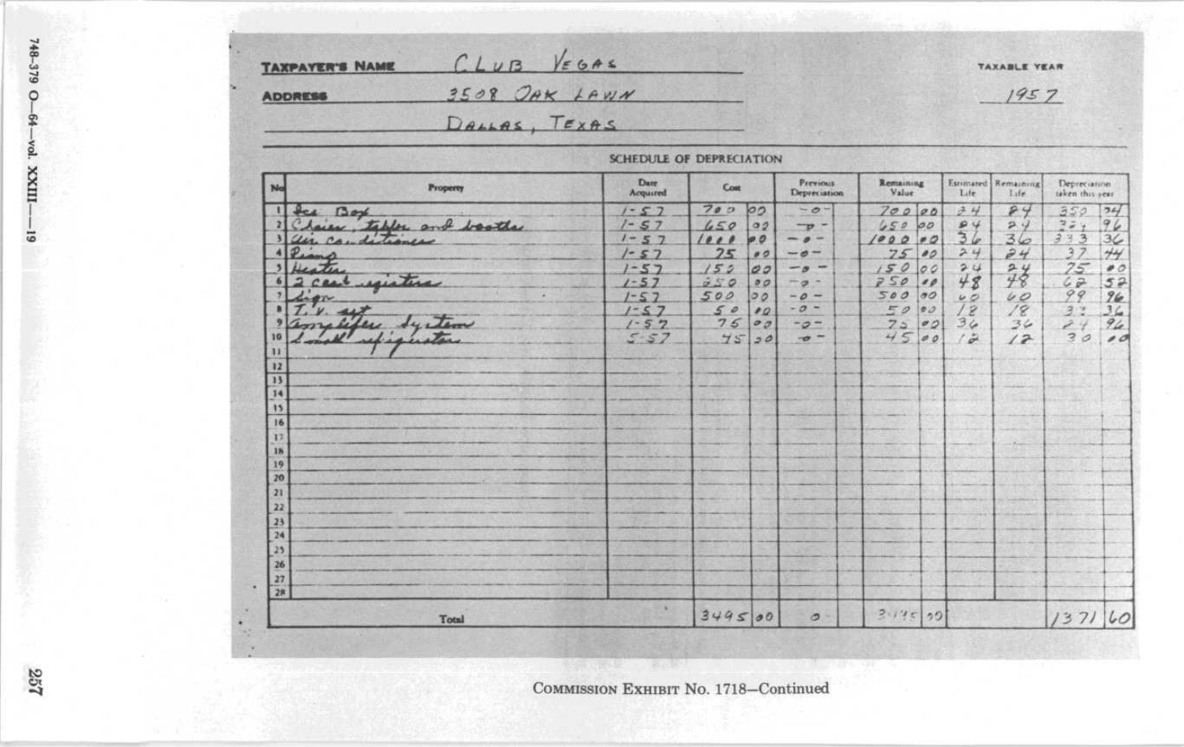**TAXPAYER'S NAME** CLUB VEGAS

**ADDRESS** 3508 OAK LAWN

DALLAS, TEXAS

**TAXABLE YEAR** 1957

## SCHEDULE OF DEPRECIATION

| No | Property | Date Acquired | Cost | | Previous Depreciation | Remaining Value | | Estimated Life | Remaining Life | Depreciation taken this year | |
|---|---|---|---|---|---|---|---|---|---|---|---|
| 1 | Ice Box | 1-57 | 700 | 00 | -0- | 700 | 00 | 24 | 24 | 350 | 34 |
| 2 | Chairs, tables and booths | 1-57 | 650 | 00 | -0- | 650 | 00 | 24 | 24 | 324 | 96 |
| 3 | Air conditioner | 1-57 | 1000 | 00 | -0- | 1000 | 00 | 36 | 36 | 333 | 36 |
| 4 | Piano | 1-57 | 75 | 00 | -0- | 75 | 00 | 24 | 24 | 37 | 44 |
| 5 | Heater | 1-57 | 150 | 00 | -0- | 150 | 00 | 24 | 24 | 75 | 00 |
| 6 | 2 cash registers | 1-57 | 250 | 00 | -0- | 250 | 00 | 48 | 48 | 62 | 52 |
| 7 | Sign | 1-57 | 500 | 00 | -0- | 500 | 00 | 60 | 60 | 99 | 96 |
| 8 | T.V. set | 1-57 | 50 | 00 | -0- | 50 | 00 | 18 | 18 | 33 | 36 |
| 9 | Amplifier System | 1-57 | 75 | 00 | -0- | 75 | 00 | 36 | 36 | 24 | 96 |
| 10 | Small refrigerator | 5-57 | 45 | 00 | -0- | 45 | 00 | 12 | 12 | 30 | 00 |
| 11 | | | | | | | | | | | |
| 12 | | | | | | | | | | | |
| 13 | | | | | | | | | | | |
| 14 | | | | | | | | | | | |
| 15 | | | | | | | | | | | |
| 16 | | | | | | | | | | | |
| 17 | | | | | | | | | | | |
| 18 | | | | | | | | | | | |
| 19 | | | | | | | | | | | |
| 20 | | | | | | | | | | | |
| 21 | | | | | | | | | | | |
| 22 | | | | | | | | | | | |
| 23 | | | | | | | | | | | |
| 24 | | | | | | | | | | | |
| 25 | | | | | | | | | | | |
| 26 | | | | | | | | | | | |
| 27 | | | | | | | | | | | |
| 28 | | | | | | | | | | | |
| | Total | | 3495 | 00 | 0 | 3495 | 00 | | | 1371 | 60 |

COMMISSION EXHIBIT No. 1718—Continued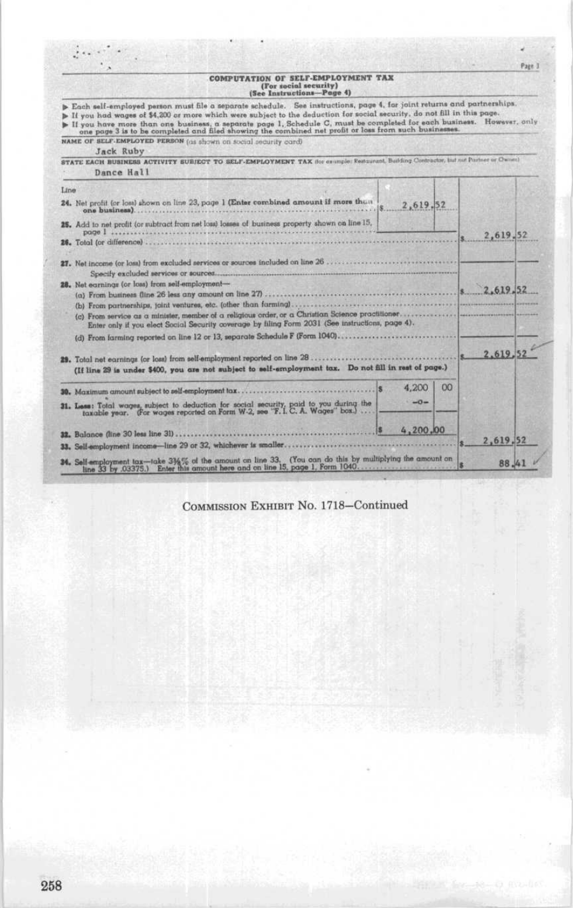Page 3

## COMPUTATION OF SELF-EMPLOYMENT TAX
**(For social security)**
**(See Instructions—Page 4)**

- Each self-employed person must file a separate schedule. See instructions, page 4, for joint returns and partnerships.
- If you had wages of $4,200 or more which were subject to the deduction for social security, do not fill in this page.
- If you have more than one business, a separate page 1, Schedule C, must be completed for each business. However, only one page 3 is to be completed and filed showing the combined net profit or loss from such businesses.

NAME OF SELF-EMPLOYED PERSON (as shown on social security card)
Jack Ruby

STATE EACH BUSINESS ACTIVITY SUBJECT TO SELF-EMPLOYMENT TAX (for example: Restaurant, Building Contractor, but not Partner or Owner)
Dance Hall

| Line | | |
|---|---|---|
| **24.** Net profit (or loss) shown on line 23, page 1 **(Enter combined amount if more than one business)** | $ 2,619.52 | |
| **25.** Add to net profit (or subtract from net loss) losses of business property shown on line 15, page 1 | | |
| **26.** Total (or difference) | | $ 2,619.52 |
| **27.** Net income (or loss) from excluded services or sources included on line 26 — Specify excluded services or sources | | |
| **28.** Net earnings (or loss) from self-employment— | | |
| (a) From business (line 26 less any amount on line 27) | | $ 2,619.52 |
| (b) From partnerships, joint ventures, etc. (other than farming) | | |
| (c) From service as a minister, member of a religious order, or a Christian Science practitioner. Enter only if you elect Social Security coverage by filing Form 2031 (See instructions, page 4). | | |
| (d) From farming reported on line 12 or 13, separate Schedule F (Form 1040) | | |
| **29.** Total net earnings (or loss) from self-employment reported on line 28 **(If line 29 is under $400, you are not subject to self-employment tax. Do not fill in rest of page.)** | | $ 2,619.52 |
| **30.** Maximum amount subject to self-employment tax | $ 4,200.00 | |
| **31. Less:** Total wages, subject to deduction for social security, paid to you during the taxable year. (For wages reported on Form W-2, see "F. I. C. A. Wages" box.) | -0- | |
| **32.** Balance (line 30 less line 31) | $ 4,200.00 | |
| **33.** Self-employment income—line 29 or 32, whichever is smaller | | $ 2,619.52 |
| **34.** Self-employment tax—take 3⅜% of the amount on line 33. (You can do this by multiplying the amount on line 33 by .03375.) Enter this amount here and on line 15, page 1, Form 1040 | | $ 88.41 |

COMMISSION EXHIBIT No. 1718—Continued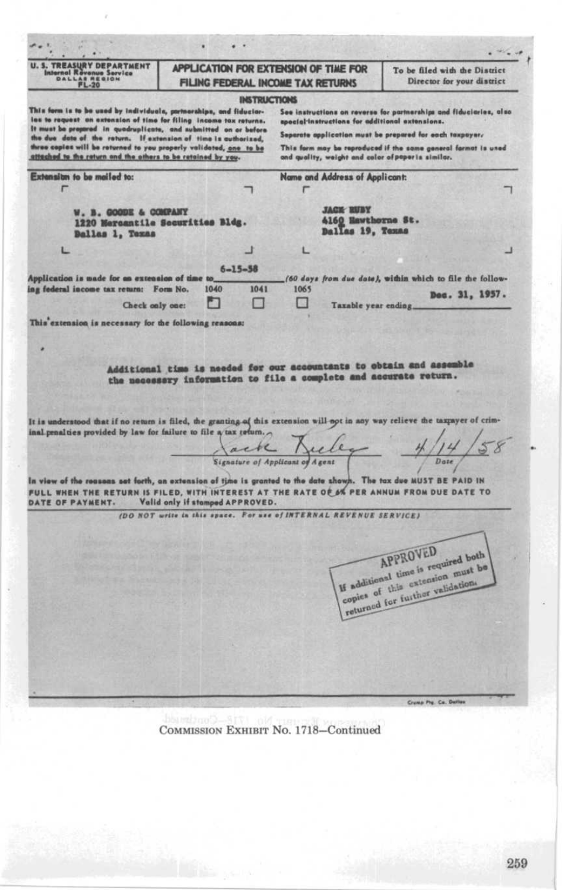U. S. TREASURY DEPARTMENT
Internal Revenue Service
DALLAS REGION
FL-20

# APPLICATION FOR EXTENSION OF TIME FOR FILING FEDERAL INCOME TAX RETURNS

To be filed with the District Director for your district

## INSTRUCTIONS

This form is to be used by individuals, partnerships, and fiduciaries to request an extension of time for filing income tax returns. It must be prepared in quadruplicate, and submitted on or before the due date of the return. If extension of time is authorized, three copies will be returned to you properly validated, one to be attached to the return and the others to be retained by you.

See instructions on reverse for partnerships and fiduciaries, also special instructions for additional extensions.

Separate application must be prepared for each taxpayer.

This form may be reproduced if the same general format is used and quality, weight and color of paper is similar.

**Extension to be mailed to:**

W. B. GOODE & COMPANY
1220 Mercantile Securities Bldg.
Dallas 1, Texas

**Name and Address of Applicant:**

JACK RUBY
4160 Hawthorne St.
Dallas 19, Texas

Application is made for an extension of time to 6-15-58 (60 days from due date), within which to file the following federal income tax return: Form No. 1040 ☒ 1041 ☐ 1065 ☐ Check only one: Taxable year ending Dec. 31, 1957.

This extension is necessary for the following reasons:

Additional time is needed for our accountants to obtain and assemble the necessary information to file a complete and accurate return.

It is understood that if no return is filed, the granting of this extension will not in any way relieve the taxpayer of criminal penalties provided by law for failure to file a tax return.

Jack Ruby — Signature of Applicant or Agent

4/14/58 — Date

In view of the reasons set forth, an extension of time is granted to the date shown. The tax due MUST BE PAID IN FULL WHEN THE RETURN IS FILED, WITH INTEREST AT THE RATE OF 6% PER ANNUM FROM DUE DATE TO DATE OF PAYMENT. Valid only if stamped APPROVED.

*(DO NOT write in this space. For use of INTERNAL REVENUE SERVICE)*

APPROVED
If additional time is required both copies of this extension must be returned for further validation.

Crump Ptg. Co. Dallas

COMMISSION EXHIBIT No. 1718—Continued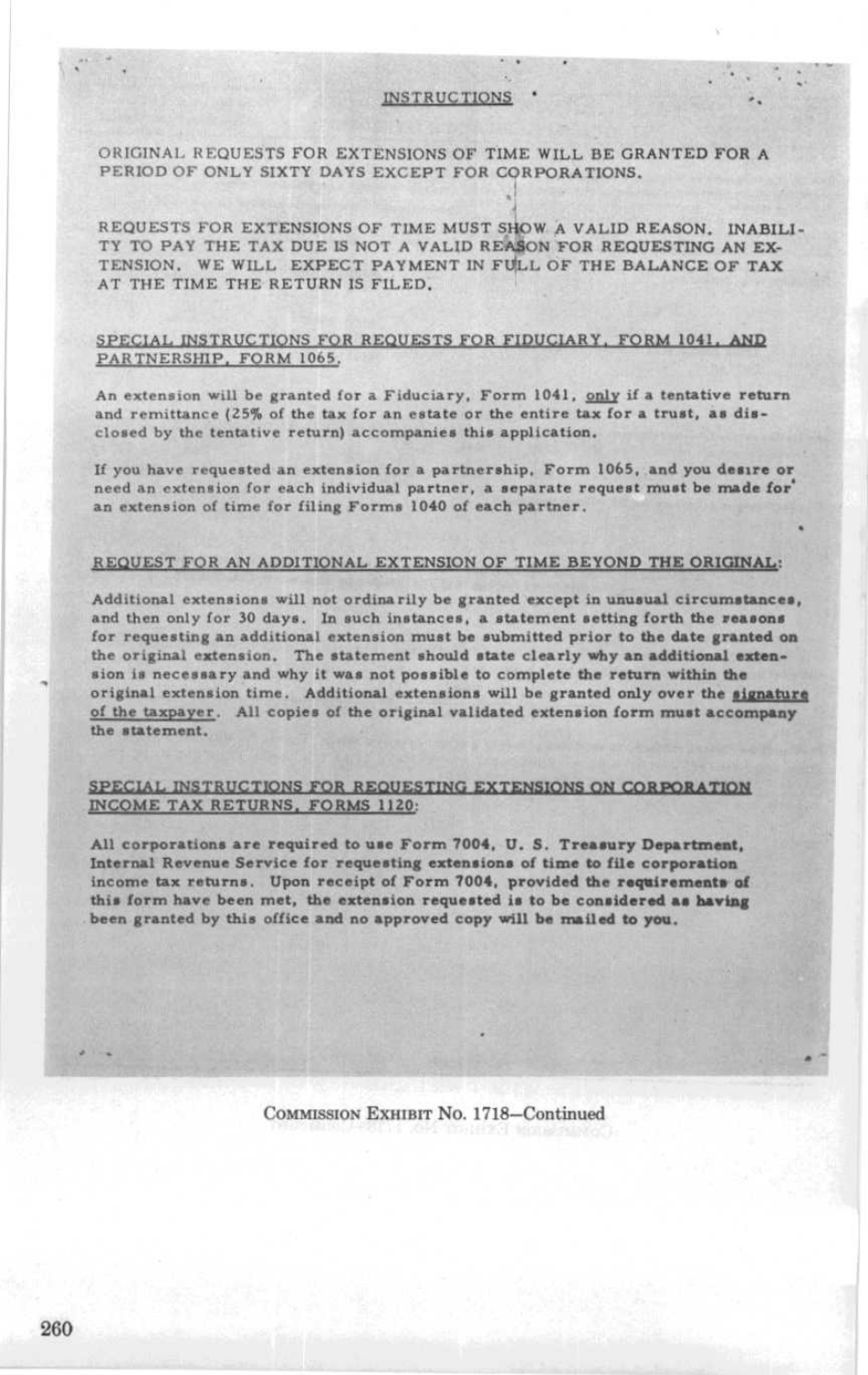## INSTRUCTIONS

ORIGINAL REQUESTS FOR EXTENSIONS OF TIME WILL BE GRANTED FOR A PERIOD OF ONLY SIXTY DAYS EXCEPT FOR CORPORATIONS.

REQUESTS FOR EXTENSIONS OF TIME MUST SHOW A VALID REASON. INABILITY TO PAY THE TAX DUE IS NOT A VALID REASON FOR REQUESTING AN EXTENSION. WE WILL EXPECT PAYMENT IN FULL OF THE BALANCE OF TAX AT THE TIME THE RETURN IS FILED.

### SPECIAL INSTRUCTIONS FOR REQUESTS FOR FIDUCIARY, FORM 1041, AND PARTNERSHIP, FORM 1065.

An extension will be granted for a Fiduciary, Form 1041, only if a tentative return and remittance (25% of the tax for an estate or the entire tax for a trust, as disclosed by the tentative return) accompanies this application.

If you have requested an extension for a partnership, Form 1065, and you desire or need an extension for each individual partner, a separate request must be made for an extension of time for filing Forms 1040 of each partner.

### REQUEST FOR AN ADDITIONAL EXTENSION OF TIME BEYOND THE ORIGINAL:

Additional extensions will not ordinarily be granted except in unusual circumstances, and then only for 30 days. In such instances, a statement setting forth the reasons for requesting an additional extension must be submitted prior to the date granted on the original extension. The statement should state clearly why an additional extension is necessary and why it was not possible to complete the return within the original extension time. Additional extensions will be granted only over the signature of the taxpayer. All copies of the original validated extension form must accompany the statement.

### SPECIAL INSTRUCTIONS FOR REQUESTING EXTENSIONS ON CORPORATION INCOME TAX RETURNS, FORMS 1120:

All corporations are required to use Form 7004, U. S. Treasury Department, Internal Revenue Service for requesting extensions of time to file corporation income tax returns. Upon receipt of Form 7004, provided the requirements of this form have been met, the extension requested is to be considered as having been granted by this office and no approved copy will be mailed to you.

COMMISSION EXHIBIT No. 1718—Continued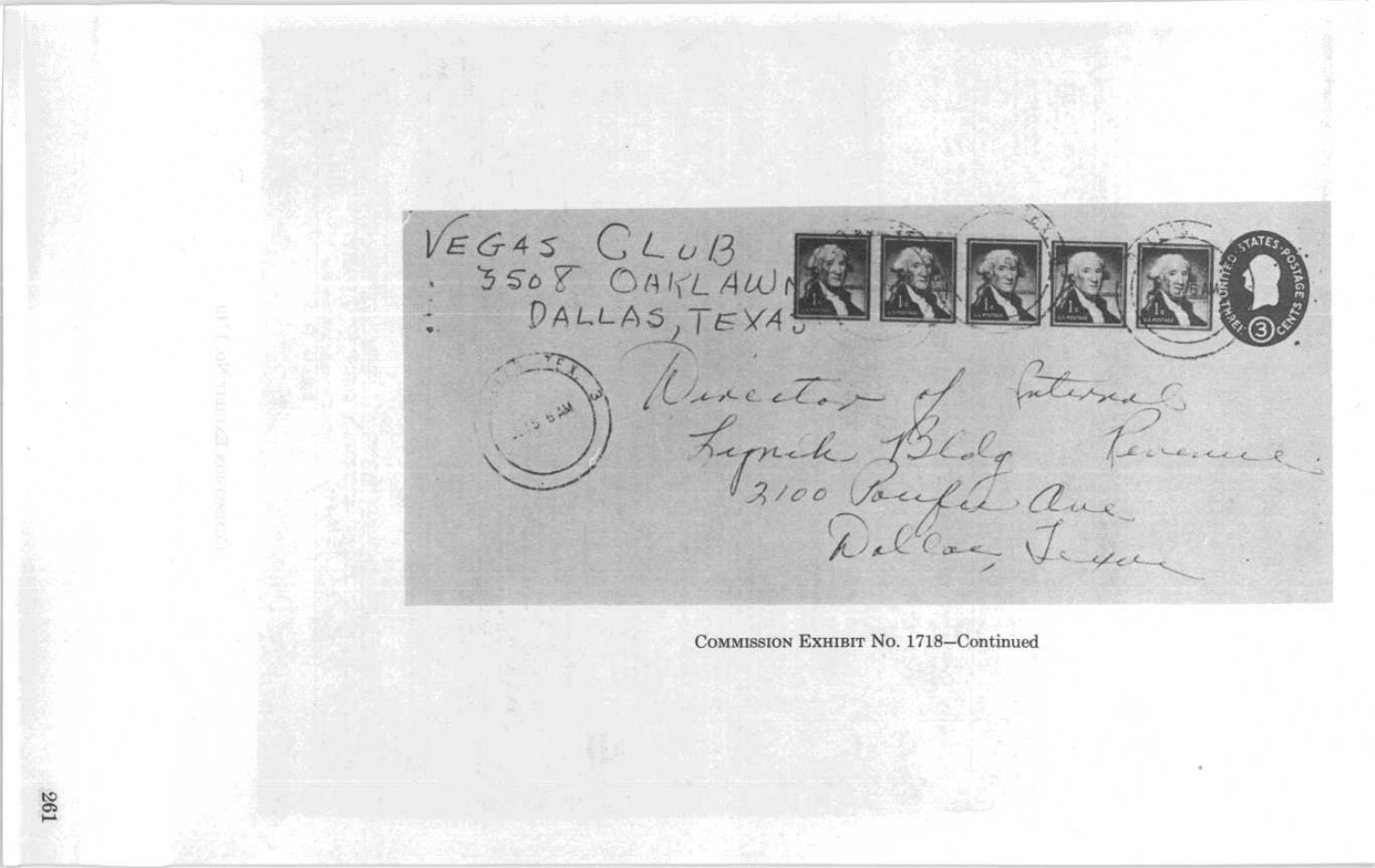VEGAS CLUB
3508 OAKLAWN
DALLAS, TEXAS

Director of Internal Revenue
Lipnik Bldg
2100 Pacific Ave
Dallas, Texas

COMMISSION EXHIBIT No. 1718—Continued